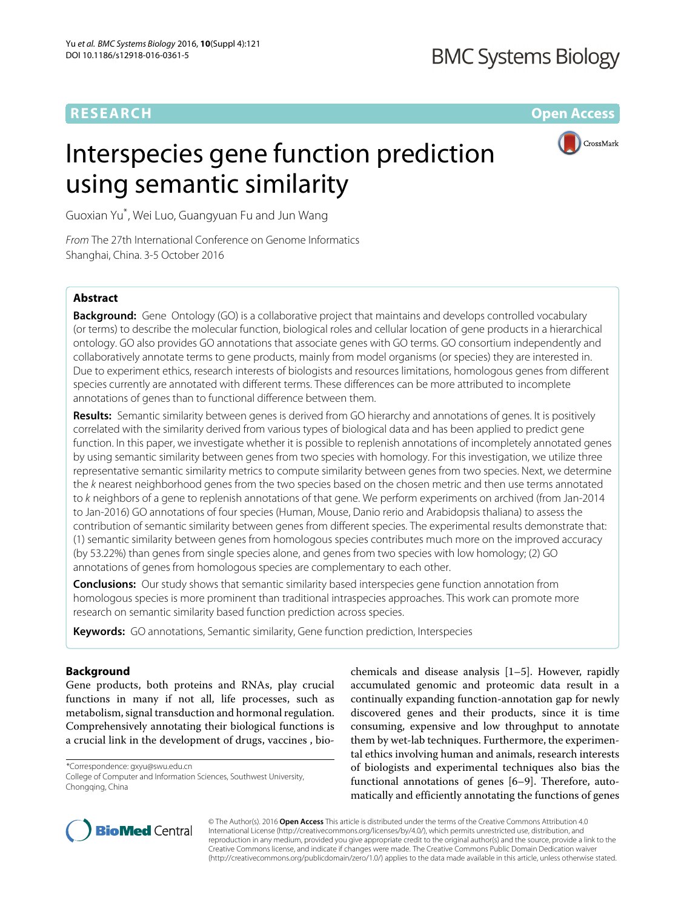RESEARCH

Open Access

# Interspecies gene function prediction using semantic similarity

Guoxian Yu*, Wei Luo, Guangyuan Fu and Jun Wang

*From* The 27th International Conference on Genome Informatics
Shanghai, China. 3-5 October 2016

## Abstract

**Background:** Gene Ontology (GO) is a collaborative project that maintains and develops controlled vocabulary (or terms) to describe the molecular function, biological roles and cellular location of gene products in a hierarchical ontology. GO also provides GO annotations that associate genes with GO terms. GO consortium independently and collaboratively annotate terms to gene products, mainly from model organisms (or species) they are interested in. Due to experiment ethics, research interests of biologists and resources limitations, homologous genes from different species currently are annotated with different terms. These differences can be more attributed to incomplete annotations of genes than to functional difference between them.

**Results:** Semantic similarity between genes is derived from GO hierarchy and annotations of genes. It is positively correlated with the similarity derived from various types of biological data and has been applied to predict gene function. In this paper, we investigate whether it is possible to replenish annotations of incompletely annotated genes by using semantic similarity between genes from two species with homology. For this investigation, we utilize three representative semantic similarity metrics to compute similarity between genes from two species. Next, we determine the *k* nearest neighborhood genes from the two species based on the chosen metric and then use terms annotated to *k* neighbors of a gene to replenish annotations of that gene. We perform experiments on archived (from Jan-2014 to Jan-2016) GO annotations of four species (Human, Mouse, Danio rerio and Arabidopsis thaliana) to assess the contribution of semantic similarity between genes from different species. The experimental results demonstrate that: (1) semantic similarity between genes from homologous species contributes much more on the improved accuracy (by 53.22%) than genes from single species alone, and genes from two species with low homology; (2) GO annotations of genes from homologous species are complementary to each other.

**Conclusions:** Our study shows that semantic similarity based interspecies gene function annotation from homologous species is more prominent than traditional intraspecies approaches. This work can promote more research on semantic similarity based function prediction across species.

**Keywords:** GO annotations, Semantic similarity, Gene function prediction, Interspecies

## Background

Gene products, both proteins and RNAs, play crucial functions in many if not all, life processes, such as metabolism, signal transduction and hormonal regulation. Comprehensively annotating their biological functions is a crucial link in the development of drugs, vaccines , biochemicals and disease analysis [1–5]. However, rapidly accumulated genomic and proteomic data result in a continually expanding function-annotation gap for newly discovered genes and their products, since it is time consuming, expensive and low throughput to annotate them by wet-lab techniques. Furthermore, the experimental ethics involving human and animals, research interests of biologists and experimental techniques also bias the functional annotations of genes [6–9]. Therefore, automatically and efficiently annotating the functions of genes

*Correspondence: gxyu@swu.edu.cn
College of Computer and Information Sciences, Southwest University, Chongqing, China

© The Author(s). 2016 **Open Access** This article is distributed under the terms of the Creative Commons Attribution 4.0 International License (http://creativecommons.org/licenses/by/4.0/), which permits unrestricted use, distribution, and reproduction in any medium, provided you give appropriate credit to the original author(s) and the source, provide a link to the Creative Commons license, and indicate if changes were made. The Creative Commons Public Domain Dedication waiver (http://creativecommons.org/publicdomain/zero/1.0/) applies to the data made available in this article, unless otherwise stated.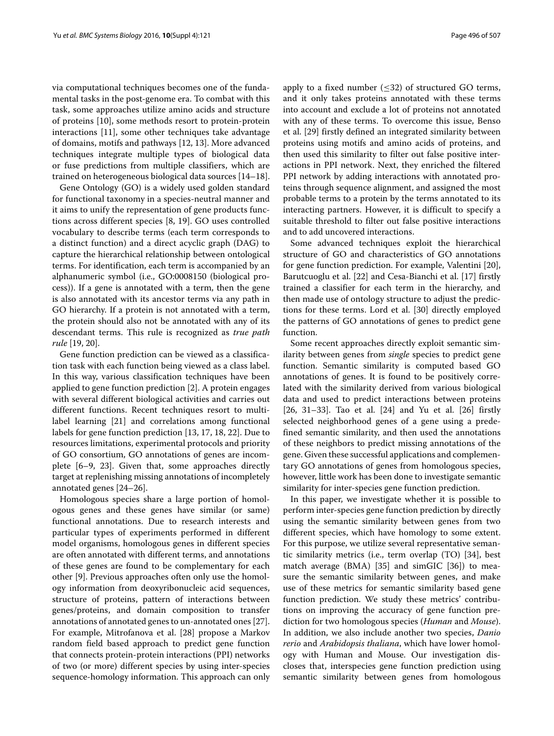via computational techniques becomes one of the fundamental tasks in the post-genome era. To combat with this task, some approaches utilize amino acids and structure of proteins [10], some methods resort to protein-protein interactions [11], some other techniques take advantage of domains, motifs and pathways [12, 13]. More advanced techniques integrate multiple types of biological data or fuse predictions from multiple classifiers, which are trained on heterogeneous biological data sources [14–18].

Gene Ontology (GO) is a widely used golden standard for functional taxonomy in a species-neutral manner and it aims to unify the representation of gene products functions across different species [8, 19]. GO uses controlled vocabulary to describe terms (each term corresponds to a distinct function) and a direct acyclic graph (DAG) to capture the hierarchical relationship between ontological terms. For identification, each term is accompanied by an alphanumeric symbol (i.e., GO:0008150 (biological process)). If a gene is annotated with a term, then the gene is also annotated with its ancestor terms via any path in GO hierarchy. If a protein is not annotated with a term, the protein should also not be annotated with any of its descendant terms. This rule is recognized as *true path rule* [19, 20].

Gene function prediction can be viewed as a classification task with each function being viewed as a class label. In this way, various classification techniques have been applied to gene function prediction [2]. A protein engages with several different biological activities and carries out different functions. Recent techniques resort to multi-label learning [21] and correlations among functional labels for gene function prediction [13, 17, 18, 22]. Due to resources limitations, experimental protocols and priority of GO consortium, GO annotations of genes are incomplete [6–9, 23]. Given that, some approaches directly target at replenishing missing annotations of incompletely annotated genes [24–26].

Homologous species share a large portion of homologous genes and these genes have similar (or same) functional annotations. Due to research interests and particular types of experiments performed in different model organisms, homologous genes in different species are often annotated with different terms, and annotations of these genes are found to be complementary for each other [9]. Previous approaches often only use the homology information from deoxyribonucleic acid sequences, structure of proteins, pattern of interactions between genes/proteins, and domain composition to transfer annotations of annotated genes to un-annotated ones [27]. For example, Mitrofanova et al. [28] propose a Markov random field based approach to predict gene function that connects protein-protein interactions (PPI) networks of two (or more) different species by using inter-species sequence-homology information. This approach can only apply to a fixed number ($\leq$32) of structured GO terms, and it only takes proteins annotated with these terms into account and exclude a lot of proteins not annotated with any of these terms. To overcome this issue, Benso et al. [29] firstly defined an integrated similarity between proteins using motifs and amino acids of proteins, and then used this similarity to filter out false positive interactions in PPI network. Next, they enriched the filtered PPI network by adding interactions with annotated proteins through sequence alignment, and assigned the most probable terms to a protein by the terms annotated to its interacting partners. However, it is difficult to specify a suitable threshold to filter out false positive interactions and to add uncovered interactions.

Some advanced techniques exploit the hierarchical structure of GO and characteristics of GO annotations for gene function prediction. For example, Valentini [20], Barutcuoglu et al. [22] and Cesa-Bianchi et al. [17] firstly trained a classifier for each term in the hierarchy, and then made use of ontology structure to adjust the predictions for these terms. Lord et al. [30] directly employed the patterns of GO annotations of genes to predict gene function.

Some recent approaches directly exploit semantic similarity between genes from *single* species to predict gene function. Semantic similarity is computed based GO annotations of genes. It is found to be positively correlated with the similarity derived from various biological data and used to predict interactions between proteins [26, 31–33]. Tao et al. [24] and Yu et al. [26] firstly selected neighborhood genes of a gene using a predefined semantic similarity, and then used the annotations of these neighbors to predict missing annotations of the gene. Given these successful applications and complementary GO annotations of genes from homologous species, however, little work has been done to investigate semantic similarity for inter-species gene function prediction.

In this paper, we investigate whether it is possible to perform inter-species gene function prediction by directly using the semantic similarity between genes from two different species, which have homology to some extent. For this purpose, we utilize several representative semantic similarity metrics (i.e., term overlap (TO) [34], best match average (BMA) [35] and simGIC [36]) to measure the semantic similarity between genes, and make use of these metrics for semantic similarity based gene function prediction. We study these metrics' contributions on improving the accuracy of gene function prediction for two homologous species (*Human* and *Mouse*). In addition, we also include another two species, *Danio rerio* and *Arabidopsis thaliana*, which have lower homology with Human and Mouse. Our investigation discloses that, interspecies gene function prediction using semantic similarity between genes from homologous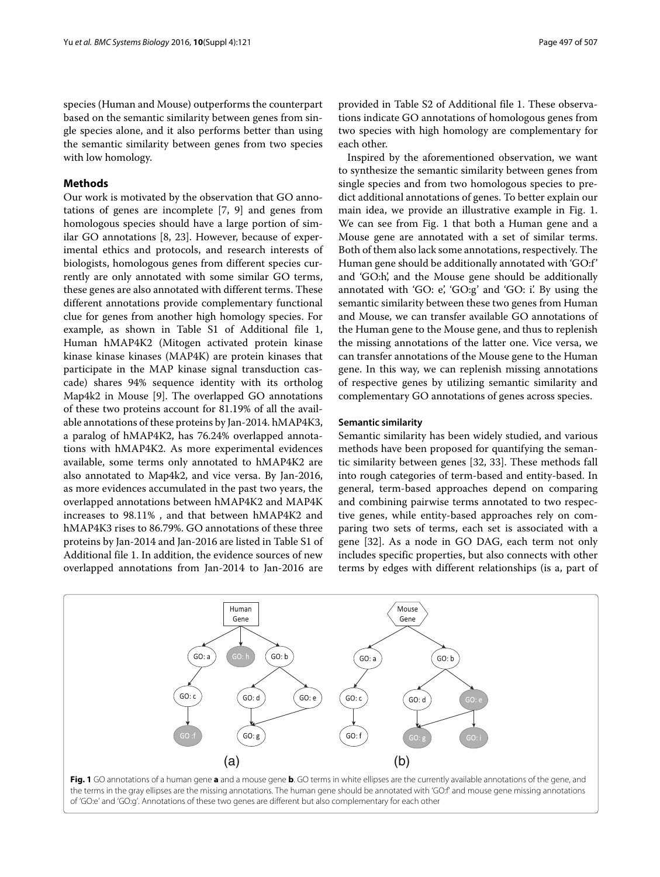species (Human and Mouse) outperforms the counterpart based on the semantic similarity between genes from single species alone, and it also performs better than using the semantic similarity between genes from two species with low homology.

## Methods

Our work is motivated by the observation that GO annotations of genes are incomplete [7, 9] and genes from homologous species should have a large portion of similar GO annotations [8, 23]. However, because of experimental ethics and protocols, and research interests of biologists, homologous genes from different species currently are only annotated with some similar GO terms, these genes are also annotated with different terms. These different annotations provide complementary functional clue for genes from another high homology species. For example, as shown in Table S1 of Additional file 1, Human hMAP4K2 (Mitogen activated protein kinase kinase kinase kinases (MAP4K) are protein kinases that participate in the MAP kinase signal transduction cascade) shares 94% sequence identity with its ortholog Map4k2 in Mouse [9]. The overlapped GO annotations of these two proteins account for 81.19% of all the available annotations of these proteins by Jan-2014. hMAP4K3, a paralog of hMAP4K2, has 76.24% overlapped annotations with hMAP4K2. As more experimental evidences available, some terms only annotated to hMAP4K2 are also annotated to Map4k2, and vice versa. By Jan-2016, as more evidences accumulated in the past two years, the overlapped annotations between hMAP4K2 and MAP4K increases to 98.11% , and that between hMAP4K2 and hMAP4K3 rises to 86.79%. GO annotations of these three proteins by Jan-2014 and Jan-2016 are listed in Table S1 of Additional file 1. In addition, the evidence sources of new overlapped annotations from Jan-2014 to Jan-2016 are provided in Table S2 of Additional file 1. These observations indicate GO annotations of homologous genes from two species with high homology are complementary for each other.

Inspired by the aforementioned observation, we want to synthesize the semantic similarity between genes from single species and from two homologous species to predict additional annotations of genes. To better explain our main idea, we provide an illustrative example in Fig. 1. We can see from Fig. 1 that both a Human gene and a Mouse gene are annotated with a set of similar terms. Both of them also lack some annotations, respectively. The Human gene should be additionally annotated with 'GO:f' and 'GO:h', and the Mouse gene should be additionally annotated with 'GO: e', 'GO:g' and 'GO: i'. By using the semantic similarity between these two genes from Human and Mouse, we can transfer available GO annotations of the Human gene to the Mouse gene, and thus to replenish the missing annotations of the latter one. Vice versa, we can transfer annotations of the Mouse gene to the Human gene. In this way, we can replenish missing annotations of respective genes by utilizing semantic similarity and complementary GO annotations of genes across species.

### Semantic similarity

Semantic similarity has been widely studied, and various methods have been proposed for quantifying the semantic similarity between genes [32, 33]. These methods fall into rough categories of term-based and entity-based. In general, term-based approaches depend on comparing and combining pairwise terms annotated to two respective genes, while entity-based approaches rely on comparing two sets of terms, each set is associated with a gene [32]. As a node in GO DAG, each term not only includes specific properties, but also connects with other terms by edges with different relationships (is a, part of

Human Gene
GO: a
GO: h
GO: b
GO: c
GO: d
GO: e
GO :f
GO: g
(a)

Mouse Gene
GO: a
GO: b
GO: c
GO: d
GO: e
GO: f
GO: g
GO: i
(b)

**Fig. 1** GO annotations of a human gene **a** and a mouse gene **b**. GO terms in white ellipses are the currently available annotations of the gene, and the terms in the gray ellipses are the missing annotations. The human gene should be annotated with 'GO:f' and mouse gene missing annotations of 'GO:e' and 'GO:g'. Annotations of these two genes are different but also complementary for each other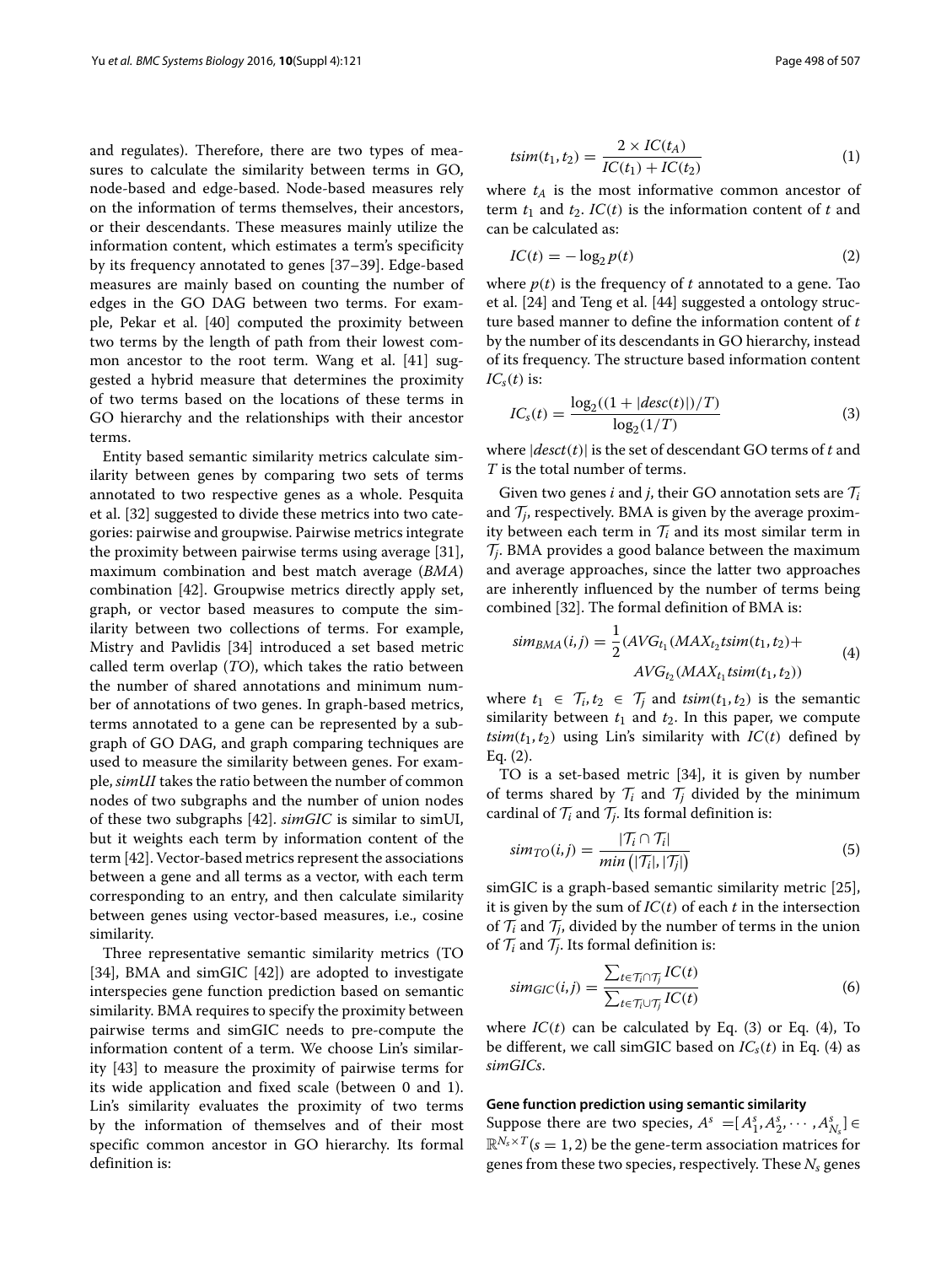and regulates). Therefore, there are two types of measures to calculate the similarity between terms in GO, node-based and edge-based. Node-based measures rely on the information of terms themselves, their ancestors, or their descendants. These measures mainly utilize the information content, which estimates a term's specificity by its frequency annotated to genes [37–39]. Edge-based measures are mainly based on counting the number of edges in the GO DAG between two terms. For example, Pekar et al. [40] computed the proximity between two terms by the length of path from their lowest common ancestor to the root term. Wang et al. [41] suggested a hybrid measure that determines the proximity of two terms based on the locations of these terms in GO hierarchy and the relationships with their ancestor terms.

Entity based semantic similarity metrics calculate similarity between genes by comparing two sets of terms annotated to two respective genes as a whole. Pesquita et al. [32] suggested to divide these metrics into two categories: pairwise and groupwise. Pairwise metrics integrate the proximity between pairwise terms using average [31], maximum combination and best match average (*BMA*) combination [42]. Groupwise metrics directly apply set, graph, or vector based measures to compute the similarity between two collections of terms. For example, Mistry and Pavlidis [34] introduced a set based metric called term overlap (*TO*), which takes the ratio between the number of shared annotations and minimum number of annotations of two genes. In graph-based metrics, terms annotated to a gene can be represented by a subgraph of GO DAG, and graph comparing techniques are used to measure the similarity between genes. For example, *simUI* takes the ratio between the number of common nodes of two subgraphs and the number of union nodes of these two subgraphs [42]. *simGIC* is similar to simUI, but it weights each term by information content of the term [42]. Vector-based metrics represent the associations between a gene and all terms as a vector, with each term corresponding to an entry, and then calculate similarity between genes using vector-based measures, i.e., cosine similarity.

Three representative semantic similarity metrics (TO [34], BMA and simGIC [42]) are adopted to investigate interspecies gene function prediction based on semantic similarity. BMA requires to specify the proximity between pairwise terms and simGIC needs to pre-compute the information content of a term. We choose Lin's similarity [43] to measure the proximity of pairwise terms for its wide application and fixed scale (between 0 and 1). Lin's similarity evaluates the proximity of two terms by the information of themselves and of their most specific common ancestor in GO hierarchy. Its formal definition is:

$$tsim(t_1, t_2) = \frac{2 \times IC(t_A)}{IC(t_1) + IC(t_2)} \tag{1}$$

where $t_A$ is the most informative common ancestor of term $t_1$ and $t_2$. $IC(t)$ is the information content of $t$ and can be calculated as:

$$IC(t) = -\log_2 p(t) \tag{2}$$

where $p(t)$ is the frequency of $t$ annotated to a gene. Tao et al. [24] and Teng et al. [44] suggested a ontology structure based manner to define the information content of $t$ by the number of its descendants in GO hierarchy, instead of its frequency. The structure based information content $IC_s(t)$ is:

$$IC_s(t) = \frac{\log_2((1 + |desc(t)|)/T)}{\log_2(1/T)} \tag{3}$$

where $|desct(t)|$ is the set of descendant GO terms of $t$ and $T$ is the total number of terms.

Given two genes $i$ and $j$, their GO annotation sets are $\mathcal{T}_i$ and $\mathcal{T}_j$, respectively. BMA is given by the average proximity between each term in $\mathcal{T}_i$ and its most similar term in $\mathcal{T}_j$. BMA provides a good balance between the maximum and average approaches, since the latter two approaches are inherently influenced by the number of terms being combined [32]. The formal definition of BMA is:

$$sim_{BMA}(i,j) = \frac{1}{2}(AVG_{t_1}(MAX_{t_2} tsim(t_1, t_2) + AVG_{t_2}(MAX_{t_1} tsim(t_1, t_2)) \tag{4}$$

where $t_1 \in \mathcal{T}_i, t_2 \in \mathcal{T}_j$ and $tsim(t_1, t_2)$ is the semantic similarity between $t_1$ and $t_2$. In this paper, we compute $tsim(t_1, t_2)$ using Lin's similarity with $IC(t)$ defined by Eq. (2).

TO is a set-based metric [34], it is given by number of terms shared by $\mathcal{T}_i$ and $\mathcal{T}_j$ divided by the minimum cardinal of $\mathcal{T}_i$ and $\mathcal{T}_j$. Its formal definition is:

$$sim_{TO}(i,j) = \frac{|\mathcal{T}_i \cap \mathcal{T}_i|}{min\left(|\mathcal{T}_i|, |\mathcal{T}_j|\right)} \tag{5}$$

simGIC is a graph-based semantic similarity metric [25], it is given by the sum of $IC(t)$ of each $t$ in the intersection of $\mathcal{T}_i$ and $\mathcal{T}_j$, divided by the number of terms in the union of $\mathcal{T}_i$ and $\mathcal{T}_j$. Its formal definition is:

$$sim_{GIC}(i,j) = \frac{\sum_{t \in \mathcal{T}_i \cap \mathcal{T}_j} IC(t)}{\sum_{t \in \mathcal{T}_i \cup \mathcal{T}_j} IC(t)} \tag{6}$$

where $IC(t)$ can be calculated by Eq. (3) or Eq. (4), To be different, we call simGIC based on $IC_s(t)$ in Eq. (4) as *simGICs*.

#### Gene function prediction using semantic similarity

Suppose there are two species, $A^s = [A_1^s, A_2^s, \cdots, A_{N_s}^s] \in \mathbb{R}^{N_s \times T} (s = 1, 2)$ be the gene-term association matrices for genes from these two species, respectively. These $N_s$ genes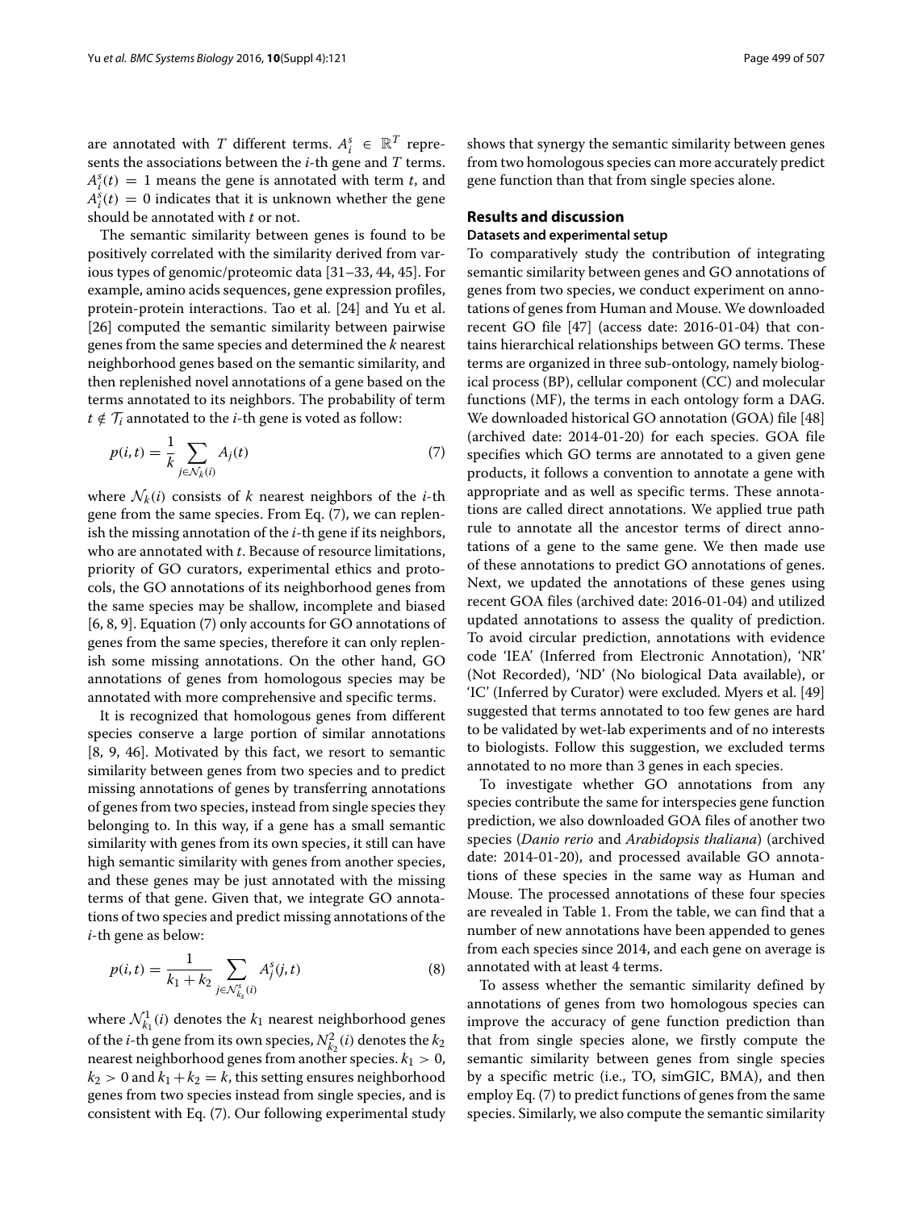are annotated with $T$ different terms. $A_i^s \in \mathbb{R}^T$ represents the associations between the $i$-th gene and $T$ terms. $A_i^s(t) = 1$ means the gene is annotated with term $t$, and $A_i^s(t) = 0$ indicates that it is unknown whether the gene should be annotated with $t$ or not.

The semantic similarity between genes is found to be positively correlated with the similarity derived from various types of genomic/proteomic data [31–33, 44, 45]. For example, amino acids sequences, gene expression profiles, protein-protein interactions. Tao et al. [24] and Yu et al. [26] computed the semantic similarity between pairwise genes from the same species and determined the $k$ nearest neighborhood genes based on the semantic similarity, and then replenished novel annotations of a gene based on the terms annotated to its neighbors. The probability of term $t \notin \mathcal{T}_i$ annotated to the $i$-th gene is voted as follow:

$$p(i, t) = \frac{1}{k} \sum_{j \in \mathcal{N}_k(i)} A_j(t) \tag{7}$$

where $\mathcal{N}_k(i)$ consists of $k$ nearest neighbors of the $i$-th gene from the same species. From Eq. (7), we can replenish the missing annotation of the $i$-th gene if its neighbors, who are annotated with $t$. Because of resource limitations, priority of GO curators, experimental ethics and protocols, the GO annotations of its neighborhood genes from the same species may be shallow, incomplete and biased [6, 8, 9]. Equation (7) only accounts for GO annotations of genes from the same species, therefore it can only replenish some missing annotations. On the other hand, GO annotations of genes from homologous species may be annotated with more comprehensive and specific terms.

It is recognized that homologous genes from different species conserve a large portion of similar annotations [8, 9, 46]. Motivated by this fact, we resort to semantic similarity between genes from two species and to predict missing annotations of genes by transferring annotations of genes from two species, instead from single species they belonging to. In this way, if a gene has a small semantic similarity with genes from its own species, it still can have high semantic similarity with genes from another species, and these genes may be just annotated with the missing terms of that gene. Given that, we integrate GO annotations of two species and predict missing annotations of the $i$-th gene as below:

$$p(i, t) = \frac{1}{k_1 + k_2} \sum_{j \in \mathcal{N}_{k_s}^s(i)} A_j^s(j, t) \tag{8}$$

where $\mathcal{N}_{k_1}^1(i)$ denotes the $k_1$ nearest neighborhood genes of the $i$-th gene from its own species, $N_{k_2}^2(i)$ denotes the $k_2$ nearest neighborhood genes from another species. $k_1 > 0$, $k_2 > 0$ and $k_1 + k_2 = k$, this setting ensures neighborhood genes from two species instead from single species, and is consistent with Eq. (7). Our following experimental study shows that synergy the semantic similarity between genes from two homologous species can more accurately predict gene function than that from single species alone.

## Results and discussion

### Datasets and experimental setup

To comparatively study the contribution of integrating semantic similarity between genes and GO annotations of genes from two species, we conduct experiment on annotations of genes from Human and Mouse. We downloaded recent GO file [47] (access date: 2016-01-04) that contains hierarchical relationships between GO terms. These terms are organized in three sub-ontology, namely biological process (BP), cellular component (CC) and molecular functions (MF), the terms in each ontology form a DAG. We downloaded historical GO annotation (GOA) file [48] (archived date: 2014-01-20) for each species. GOA file specifies which GO terms are annotated to a given gene products, it follows a convention to annotate a gene with appropriate and as well as specific terms. These annotations are called direct annotations. We applied true path rule to annotate all the ancestor terms of direct annotations of a gene to the same gene. We then made use of these annotations to predict GO annotations of genes. Next, we updated the annotations of these genes using recent GOA files (archived date: 2016-01-04) and utilized updated annotations to assess the quality of prediction. To avoid circular prediction, annotations with evidence code 'IEA' (Inferred from Electronic Annotation), 'NR' (Not Recorded), 'ND' (No biological Data available), or 'IC' (Inferred by Curator) were excluded. Myers et al. [49] suggested that terms annotated to too few genes are hard to be validated by wet-lab experiments and of no interests to biologists. Follow this suggestion, we excluded terms annotated to no more than 3 genes in each species.

To investigate whether GO annotations from any species contribute the same for interspecies gene function prediction, we also downloaded GOA files of another two species (*Danio rerio* and *Arabidopsis thaliana*) (archived date: 2014-01-20), and processed available GO annotations of these species in the same way as Human and Mouse. The processed annotations of these four species are revealed in Table 1. From the table, we can find that a number of new annotations have been appended to genes from each species since 2014, and each gene on average is annotated with at least 4 terms.

To assess whether the semantic similarity defined by annotations of genes from two homologous species can improve the accuracy of gene function prediction than that from single species alone, we firstly compute the semantic similarity between genes from single species by a specific metric (i.e., TO, simGIC, BMA), and then employ Eq. (7) to predict functions of genes from the same species. Similarly, we also compute the semantic similarity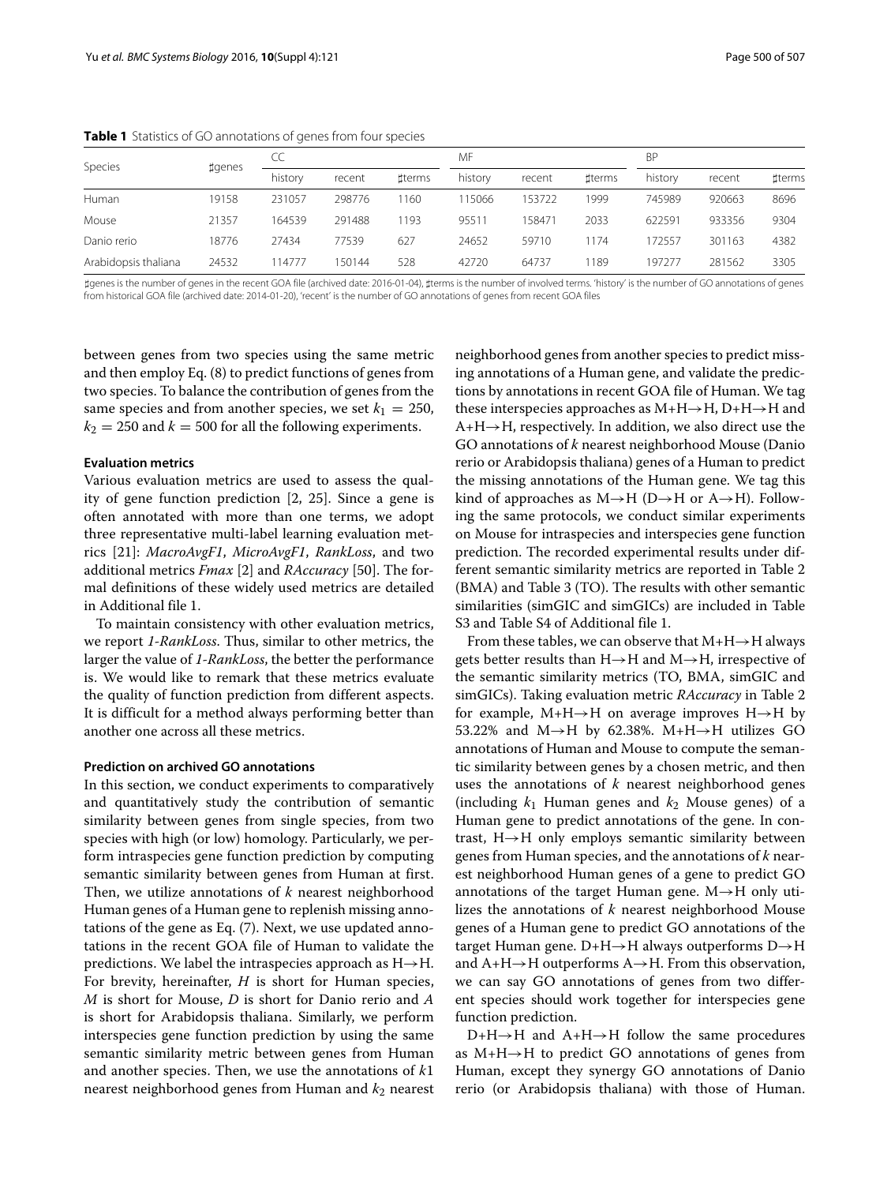**Table 1** Statistics of GO annotations of genes from four species

| Species | ♯genes | CC | | | MF | | | BP | | |
|---|---|---|---|---|---|---|---|---|---|---|
| | | history | recent | ♯terms | history | recent | ♯terms | history | recent | ♯terms |
| Human | 19158 | 231057 | 298776 | 1160 | 115066 | 153722 | 1999 | 745989 | 920663 | 8696 |
| Mouse | 21357 | 164539 | 291488 | 1193 | 95511 | 158471 | 2033 | 622591 | 933356 | 9304 |
| Danio rerio | 18776 | 27434 | 77539 | 627 | 24652 | 59710 | 1174 | 172557 | 301163 | 4382 |
| Arabidopsis thaliana | 24532 | 114777 | 150144 | 528 | 42720 | 64737 | 1189 | 197277 | 281562 | 3305 |

♯genes is the number of genes in the recent GOA file (archived date: 2016-01-04), ♯terms is the number of involved terms. 'history' is the number of GO annotations of genes from historical GOA file (archived date: 2014-01-20), 'recent' is the number of GO annotations of genes from recent GOA files

between genes from two species using the same metric and then employ Eq. (8) to predict functions of genes from two species. To balance the contribution of genes from the same species and from another species, we set $k_1 = 250$, $k_2 = 250$ and $k = 500$ for all the following experiments.

#### Evaluation metrics

Various evaluation metrics are used to assess the quality of gene function prediction [2, 25]. Since a gene is often annotated with more than one terms, we adopt three representative multi-label learning evaluation metrics [21]: *MacroAvgF1*, *MicroAvgF1*, *RankLoss*, and two additional metrics *Fmax* [2] and *RAccuracy* [50]. The formal definitions of these widely used metrics are detailed in Additional file 1.

To maintain consistency with other evaluation metrics, we report *1-RankLoss*. Thus, similar to other metrics, the larger the value of *1-RankLoss*, the better the performance is. We would like to remark that these metrics evaluate the quality of function prediction from different aspects. It is difficult for a method always performing better than another one across all these metrics.

#### Prediction on archived GO annotations

In this section, we conduct experiments to comparatively and quantitatively study the contribution of semantic similarity between genes from single species, from two species with high (or low) homology. Particularly, we perform intraspecies gene function prediction by computing semantic similarity between genes from Human at first. Then, we utilize annotations of $k$ nearest neighborhood Human genes of a Human gene to replenish missing annotations of the gene as Eq. (7). Next, we use updated annotations in the recent GOA file of Human to validate the predictions. We label the intraspecies approach as H→H. For brevity, hereinafter, $H$ is short for Human species, $M$ is short for Mouse, $D$ is short for Danio rerio and $A$ is short for Arabidopsis thaliana. Similarly, we perform interspecies gene function prediction by using the same semantic similarity metric between genes from Human and another species. Then, we use the annotations of $k1$ nearest neighborhood genes from Human and $k_2$ nearest neighborhood genes from another species to predict missing annotations of a Human gene, and validate the predictions by annotations in recent GOA file of Human. We tag these interspecies approaches as M+H→H, D+H→H and A+H→H, respectively. In addition, we also direct use the GO annotations of $k$ nearest neighborhood Mouse (Danio rerio or Arabidopsis thaliana) genes of a Human to predict the missing annotations of the Human gene. We tag this kind of approaches as M→H (D→H or A→H). Following the same protocols, we conduct similar experiments on Mouse for intraspecies and interspecies gene function prediction. The recorded experimental results under different semantic similarity metrics are reported in Table 2 (BMA) and Table 3 (TO). The results with other semantic similarities (simGIC and simGICs) are included in Table S3 and Table S4 of Additional file 1.

From these tables, we can observe that M+H→H always gets better results than H→H and M→H, irrespective of the semantic similarity metrics (TO, BMA, simGIC and simGICs). Taking evaluation metric *RAccuracy* in Table 2 for example, M+H→H on average improves H→H by 53.22% and M→H by 62.38%. M+H→H utilizes GO annotations of Human and Mouse to compute the semantic similarity between genes by a chosen metric, and then uses the annotations of $k$ nearest neighborhood genes (including $k_1$ Human genes and $k_2$ Mouse genes) of a Human gene to predict annotations of the gene. In contrast, H→H only employs semantic similarity between genes from Human species, and the annotations of $k$ nearest neighborhood Human genes of a gene to predict GO annotations of the target Human gene. M→H only utilizes the annotations of $k$ nearest neighborhood Mouse genes of a Human gene to predict GO annotations of the target Human gene. D+H→H always outperforms D→H and A+H→H outperforms A→H. From this observation, we can say GO annotations of genes from two different species should work together for interspecies gene function prediction.

D+H→H and A+H→H follow the same procedures as M+H→H to predict GO annotations of genes from Human, except they synergy GO annotations of Danio rerio (or Arabidopsis thaliana) with those of Human.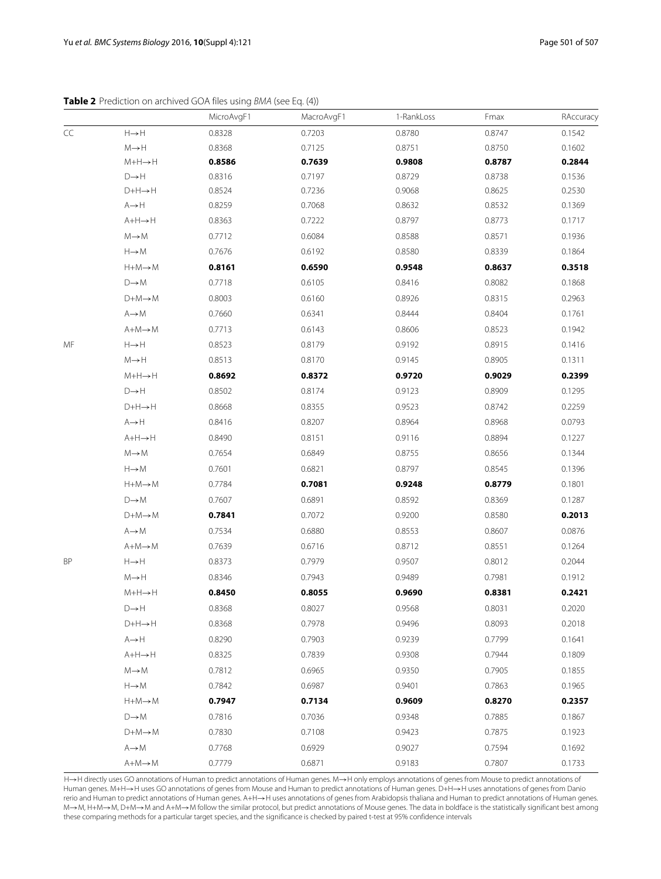**Table 2** Prediction on archived GOA files using *BMA* (see Eq. (4))

| | | MicroAvgF1 | MacroAvgF1 | 1-RankLoss | Fmax | RAccuracy |
|---|---|---|---|---|---|---|
| CC | H→H | 0.8328 | 0.7203 | 0.8780 | 0.8747 | 0.1542 |
| | M→H | 0.8368 | 0.7125 | 0.8751 | 0.8750 | 0.1602 |
| | M+H→H | **0.8586** | **0.7639** | **0.9808** | **0.8787** | **0.2844** |
| | D→H | 0.8316 | 0.7197 | 0.8729 | 0.8738 | 0.1536 |
| | D+H→H | 0.8524 | 0.7236 | 0.9068 | 0.8625 | 0.2530 |
| | A→H | 0.8259 | 0.7068 | 0.8632 | 0.8532 | 0.1369 |
| | A+H→H | 0.8363 | 0.7222 | 0.8797 | 0.8773 | 0.1717 |
| | M→M | 0.7712 | 0.6084 | 0.8588 | 0.8571 | 0.1936 |
| | H→M | 0.7676 | 0.6192 | 0.8580 | 0.8339 | 0.1864 |
| | H+M→M | **0.8161** | **0.6590** | **0.9548** | **0.8637** | **0.3518** |
| | D→M | 0.7718 | 0.6105 | 0.8416 | 0.8082 | 0.1868 |
| | D+M→M | 0.8003 | 0.6160 | 0.8926 | 0.8315 | 0.2963 |
| | A→M | 0.7660 | 0.6341 | 0.8444 | 0.8404 | 0.1761 |
| | A+M→M | 0.7713 | 0.6143 | 0.8606 | 0.8523 | 0.1942 |
| MF | H→H | 0.8523 | 0.8179 | 0.9192 | 0.8915 | 0.1416 |
| | M→H | 0.8513 | 0.8170 | 0.9145 | 0.8905 | 0.1311 |
| | M+H→H | **0.8692** | **0.8372** | **0.9720** | **0.9029** | **0.2399** |
| | D→H | 0.8502 | 0.8174 | 0.9123 | 0.8909 | 0.1295 |
| | D+H→H | 0.8668 | 0.8355 | 0.9523 | 0.8742 | 0.2259 |
| | A→H | 0.8416 | 0.8207 | 0.8964 | 0.8968 | 0.0793 |
| | A+H→H | 0.8490 | 0.8151 | 0.9116 | 0.8894 | 0.1227 |
| | M→M | 0.7654 | 0.6849 | 0.8755 | 0.8656 | 0.1344 |
| | H→M | 0.7601 | 0.6821 | 0.8797 | 0.8545 | 0.1396 |
| | H+M→M | 0.7784 | **0.7081** | **0.9248** | **0.8779** | 0.1801 |
| | D→M | 0.7607 | 0.6891 | 0.8592 | 0.8369 | 0.1287 |
| | D+M→M | **0.7841** | 0.7072 | 0.9200 | 0.8580 | **0.2013** |
| | A→M | 0.7534 | 0.6880 | 0.8553 | 0.8607 | 0.0876 |
| | A+M→M | 0.7639 | 0.6716 | 0.8712 | 0.8551 | 0.1264 |
| BP | H→H | 0.8373 | 0.7979 | 0.9507 | 0.8012 | 0.2044 |
| | M→H | 0.8346 | 0.7943 | 0.9489 | 0.7981 | 0.1912 |
| | M+H→H | **0.8450** | **0.8055** | **0.9690** | **0.8381** | **0.2421** |
| | D→H | 0.8368 | 0.8027 | 0.9568 | 0.8031 | 0.2020 |
| | D+H→H | 0.8368 | 0.7978 | 0.9496 | 0.8093 | 0.2018 |
| | A→H | 0.8290 | 0.7903 | 0.9239 | 0.7799 | 0.1641 |
| | A+H→H | 0.8325 | 0.7839 | 0.9308 | 0.7944 | 0.1809 |
| | M→M | 0.7812 | 0.6965 | 0.9350 | 0.7905 | 0.1855 |
| | H→M | 0.7842 | 0.6987 | 0.9401 | 0.7863 | 0.1965 |
| | H+M→M | **0.7947** | **0.7134** | **0.9609** | **0.8270** | **0.2357** |
| | D→M | 0.7816 | 0.7036 | 0.9348 | 0.7885 | 0.1867 |
| | D+M→M | 0.7830 | 0.7108 | 0.9423 | 0.7875 | 0.1923 |
| | A→M | 0.7768 | 0.6929 | 0.9027 | 0.7594 | 0.1692 |
| | A+M→M | 0.7779 | 0.6871 | 0.9183 | 0.7807 | 0.1733 |

H→H directly uses GO annotations of Human to predict annotations of Human genes. M→H only employs annotations of genes from Mouse to predict annotations of Human genes. M+H→H uses GO annotations of genes from Mouse and Human to predict annotations of Human genes. D+H→H uses annotations of genes from Danio rerio and Human to predict annotations of Human genes. A+H→H uses annotations of genes from Arabidopsis thaliana and Human to predict annotations of Human genes. M→M, H+M→M, D+M→M and A+M→M follow the similar protocol, but predict annotations of Mouse genes. The data in boldface is the statistically significant best among these comparing methods for a particular target species, and the significance is checked by paired t-test at 95% confidence intervals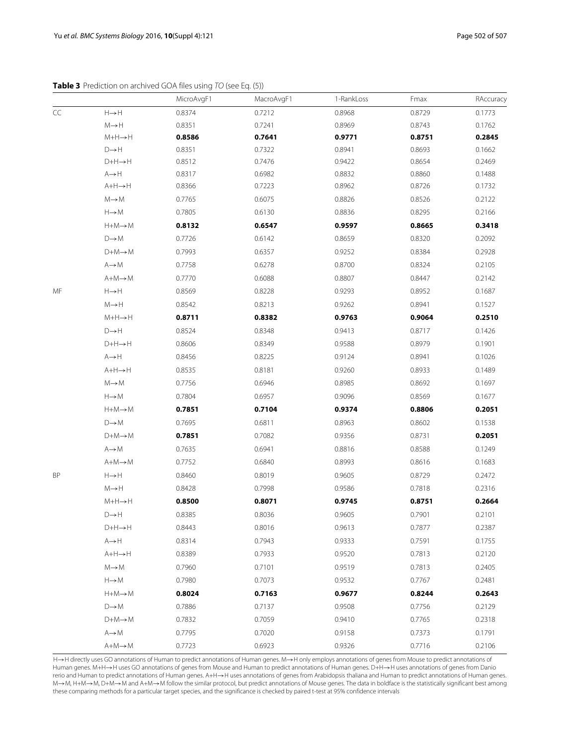**Table 3** Prediction on archived GOA files using *TO* (see Eq. (5))

| | | MicroAvgF1 | MacroAvgF1 | 1-RankLoss | Fmax | RAccuracy |
|---|---|---|---|---|---|---|
| CC | H→H | 0.8374 | 0.7212 | 0.8968 | 0.8729 | 0.1773 |
| | M→H | 0.8351 | 0.7241 | 0.8969 | 0.8743 | 0.1762 |
| | M+H→H | **0.8586** | **0.7641** | **0.9771** | **0.8751** | **0.2845** |
| | D→H | 0.8351 | 0.7322 | 0.8941 | 0.8693 | 0.1662 |
| | D+H→H | 0.8512 | 0.7476 | 0.9422 | 0.8654 | 0.2469 |
| | A→H | 0.8317 | 0.6982 | 0.8832 | 0.8860 | 0.1488 |
| | A+H→H | 0.8366 | 0.7223 | 0.8962 | 0.8726 | 0.1732 |
| | M→M | 0.7765 | 0.6075 | 0.8826 | 0.8526 | 0.2122 |
| | H→M | 0.7805 | 0.6130 | 0.8836 | 0.8295 | 0.2166 |
| | H+M→M | **0.8132** | **0.6547** | **0.9597** | **0.8665** | **0.3418** |
| | D→M | 0.7726 | 0.6142 | 0.8659 | 0.8320 | 0.2092 |
| | D+M→M | 0.7993 | 0.6357 | 0.9252 | 0.8384 | 0.2928 |
| | A→M | 0.7758 | 0.6278 | 0.8700 | 0.8324 | 0.2105 |
| | A+M→M | 0.7770 | 0.6088 | 0.8807 | 0.8447 | 0.2142 |
| MF | H→H | 0.8569 | 0.8228 | 0.9293 | 0.8952 | 0.1687 |
| | M→H | 0.8542 | 0.8213 | 0.9262 | 0.8941 | 0.1527 |
| | M+H→H | **0.8711** | **0.8382** | **0.9763** | **0.9064** | **0.2510** |
| | D→H | 0.8524 | 0.8348 | 0.9413 | 0.8717 | 0.1426 |
| | D+H→H | 0.8606 | 0.8349 | 0.9588 | 0.8979 | 0.1901 |
| | A→H | 0.8456 | 0.8225 | 0.9124 | 0.8941 | 0.1026 |
| | A+H→H | 0.8535 | 0.8181 | 0.9260 | 0.8933 | 0.1489 |
| | M→M | 0.7756 | 0.6946 | 0.8985 | 0.8692 | 0.1697 |
| | H→M | 0.7804 | 0.6957 | 0.9096 | 0.8569 | 0.1677 |
| | H+M→M | **0.7851** | **0.7104** | **0.9374** | **0.8806** | **0.2051** |
| | D→M | 0.7695 | 0.6811 | 0.8963 | 0.8602 | 0.1538 |
| | D+M→M | **0.7851** | 0.7082 | 0.9356 | 0.8731 | **0.2051** |
| | A→M | 0.7635 | 0.6941 | 0.8816 | 0.8588 | 0.1249 |
| | A+M→M | 0.7752 | 0.6840 | 0.8993 | 0.8616 | 0.1683 |
| BP | H→H | 0.8460 | 0.8019 | 0.9605 | 0.8729 | 0.2472 |
| | M→H | 0.8428 | 0.7998 | 0.9586 | 0.7818 | 0.2316 |
| | M+H→H | **0.8500** | **0.8071** | **0.9745** | **0.8751** | **0.2664** |
| | D→H | 0.8385 | 0.8036 | 0.9605 | 0.7901 | 0.2101 |
| | D+H→H | 0.8443 | 0.8016 | 0.9613 | 0.7877 | 0.2387 |
| | A→H | 0.8314 | 0.7943 | 0.9333 | 0.7591 | 0.1755 |
| | A+H→H | 0.8389 | 0.7933 | 0.9520 | 0.7813 | 0.2120 |
| | M→M | 0.7960 | 0.7101 | 0.9519 | 0.7813 | 0.2405 |
| | H→M | 0.7980 | 0.7073 | 0.9532 | 0.7767 | 0.2481 |
| | H+M→M | **0.8024** | **0.7163** | **0.9677** | **0.8244** | **0.2643** |
| | D→M | 0.7886 | 0.7137 | 0.9508 | 0.7756 | 0.2129 |
| | D+M→M | 0.7832 | 0.7059 | 0.9410 | 0.7765 | 0.2318 |
| | A→M | 0.7795 | 0.7020 | 0.9158 | 0.7373 | 0.1791 |
| | A+M→M | 0.7723 | 0.6923 | 0.9326 | 0.7716 | 0.2106 |

H→H directly uses GO annotations of Human to predict annotations of Human genes. M→H only employs annotations of genes from Mouse to predict annotations of Human genes. M+H→H uses GO annotations of genes from Mouse and Human to predict annotations of Human genes. D+H→H uses annotations of genes from Danio rerio and Human to predict annotations of Human genes. A+H→H uses annotations of genes from Arabidopsis thaliana and Human to predict annotations of Human genes. M→M, H+M→M, D+M→M and A+M→M follow the similar protocol, but predict annotations of Mouse genes. The data in boldface is the statistically significant best among these comparing methods for a particular target species, and the significance is checked by paired t-test at 95% confidence intervals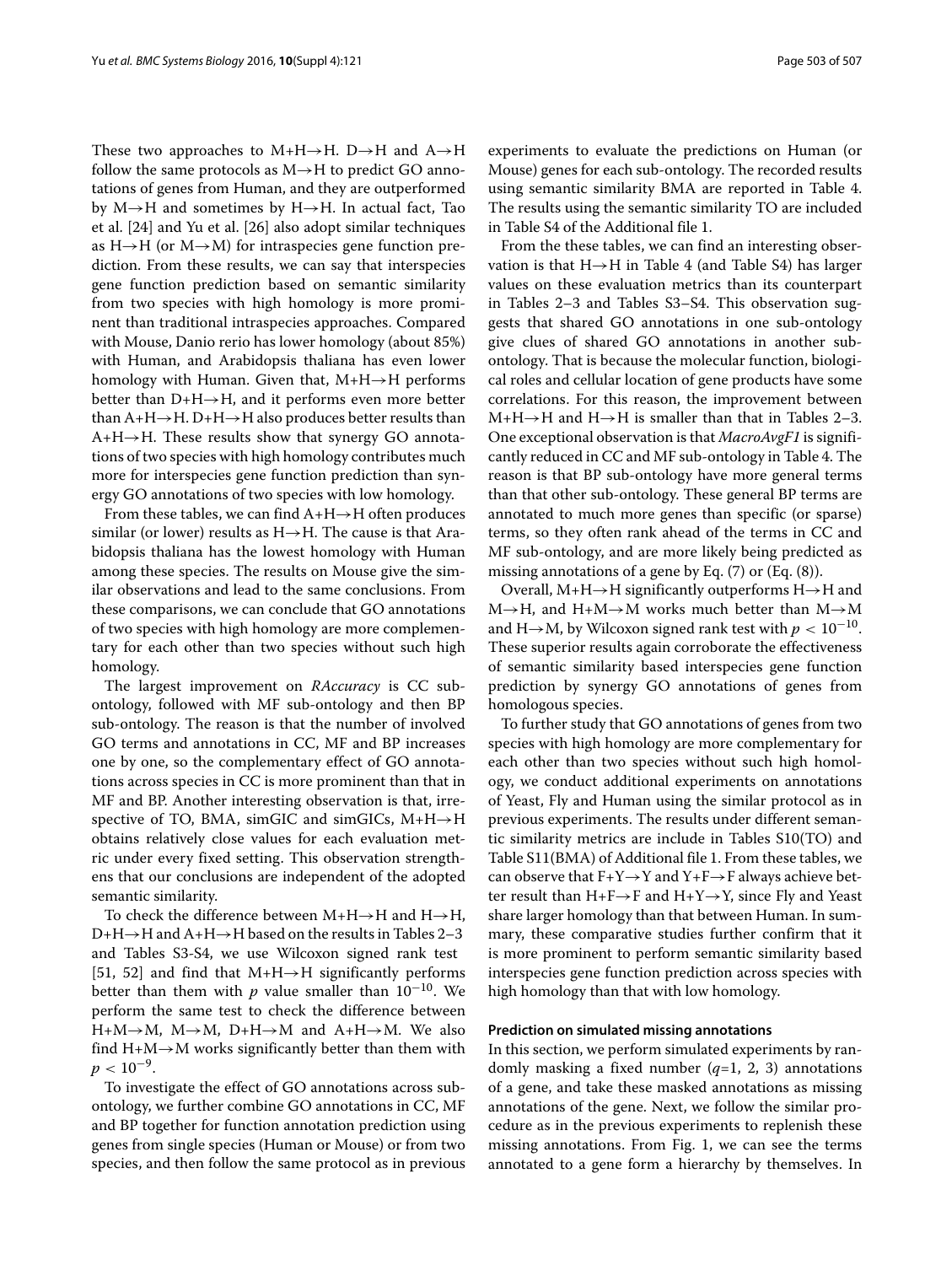These two approaches to M+H→H. D→H and A→H follow the same protocols as M→H to predict GO annotations of genes from Human, and they are outperformed by M→H and sometimes by H→H. In actual fact, Tao et al. [24] and Yu et al. [26] also adopt similar techniques as H→H (or M→M) for intraspecies gene function prediction. From these results, we can say that interspecies gene function prediction based on semantic similarity from two species with high homology is more prominent than traditional intraspecies approaches. Compared with Mouse, Danio rerio has lower homology (about 85%) with Human, and Arabidopsis thaliana has even lower homology with Human. Given that, M+H→H performs better than D+H→H, and it performs even more better than A+H→H. D+H→H also produces better results than A+H→H. These results show that synergy GO annotations of two species with high homology contributes much more for interspecies gene function prediction than synergy GO annotations of two species with low homology.

From these tables, we can find A+H→H often produces similar (or lower) results as H→H. The cause is that Arabidopsis thaliana has the lowest homology with Human among these species. The results on Mouse give the similar observations and lead to the same conclusions. From these comparisons, we can conclude that GO annotations of two species with high homology are more complementary for each other than two species without such high homology.

The largest improvement on *RAccuracy* is CC sub-ontology, followed with MF sub-ontology and then BP sub-ontology. The reason is that the number of involved GO terms and annotations in CC, MF and BP increases one by one, so the complementary effect of GO annotations across species in CC is more prominent than that in MF and BP. Another interesting observation is that, irrespective of TO, BMA, simGIC and simGICs, M+H→H obtains relatively close values for each evaluation metric under every fixed setting. This observation strengthens that our conclusions are independent of the adopted semantic similarity.

To check the difference between M+H→H and H→H, D+H→H and A+H→H based on the results in Tables 2–3 and Tables S3-S4, we use Wilcoxon signed rank test [51, 52] and find that M+H→H significantly performs better than them with *p* value smaller than $10^{-10}$. We perform the same test to check the difference between H+M→M, M→M, D+H→M and A+H→M. We also find H+M→M works significantly better than them with $p < 10^{-9}$.

To investigate the effect of GO annotations across sub-ontology, we further combine GO annotations in CC, MF and BP together for function annotation prediction using genes from single species (Human or Mouse) or from two species, and then follow the same protocol as in previous experiments to evaluate the predictions on Human (or Mouse) genes for each sub-ontology. The recorded results using semantic similarity BMA are reported in Table 4. The results using the semantic similarity TO are included in Table S4 of the Additional file 1.

From the these tables, we can find an interesting observation is that H→H in Table 4 (and Table S4) has larger values on these evaluation metrics than its counterpart in Tables 2–3 and Tables S3–S4. This observation suggests that shared GO annotations in one sub-ontology give clues of shared GO annotations in another sub-ontology. That is because the molecular function, biological roles and cellular location of gene products have some correlations. For this reason, the improvement between M+H→H and H→H is smaller than that in Tables 2–3. One exceptional observation is that *MacroAvgF1* is significantly reduced in CC and MF sub-ontology in Table 4. The reason is that BP sub-ontology have more general terms than that other sub-ontology. These general BP terms are annotated to much more genes than specific (or sparse) terms, so they often rank ahead of the terms in CC and MF sub-ontology, and are more likely being predicted as missing annotations of a gene by Eq. (7) or (Eq. (8)).

Overall, M+H→H significantly outperforms H→H and M→H, and H+M→M works much better than M→M and H→M, by Wilcoxon signed rank test with $p < 10^{-10}$. These superior results again corroborate the effectiveness of semantic similarity based interspecies gene function prediction by synergy GO annotations of genes from homologous species.

To further study that GO annotations of genes from two species with high homology are more complementary for each other than two species without such high homology, we conduct additional experiments on annotations of Yeast, Fly and Human using the similar protocol as in previous experiments. The results under different semantic similarity metrics are include in Tables S10(TO) and Table S11(BMA) of Additional file 1. From these tables, we can observe that F+Y→Y and Y+F→F always achieve better result than H+F→F and H+Y→Y, since Fly and Yeast share larger homology than that between Human. In summary, these comparative studies further confirm that it is more prominent to perform semantic similarity based interspecies gene function prediction across species with high homology than that with low homology.

#### Prediction on simulated missing annotations

In this section, we perform simulated experiments by randomly masking a fixed number ($q$=1, 2, 3) annotations of a gene, and take these masked annotations as missing annotations of the gene. Next, we follow the similar procedure as in the previous experiments to replenish these missing annotations. From Fig. 1, we can see the terms annotated to a gene form a hierarchy by themselves. In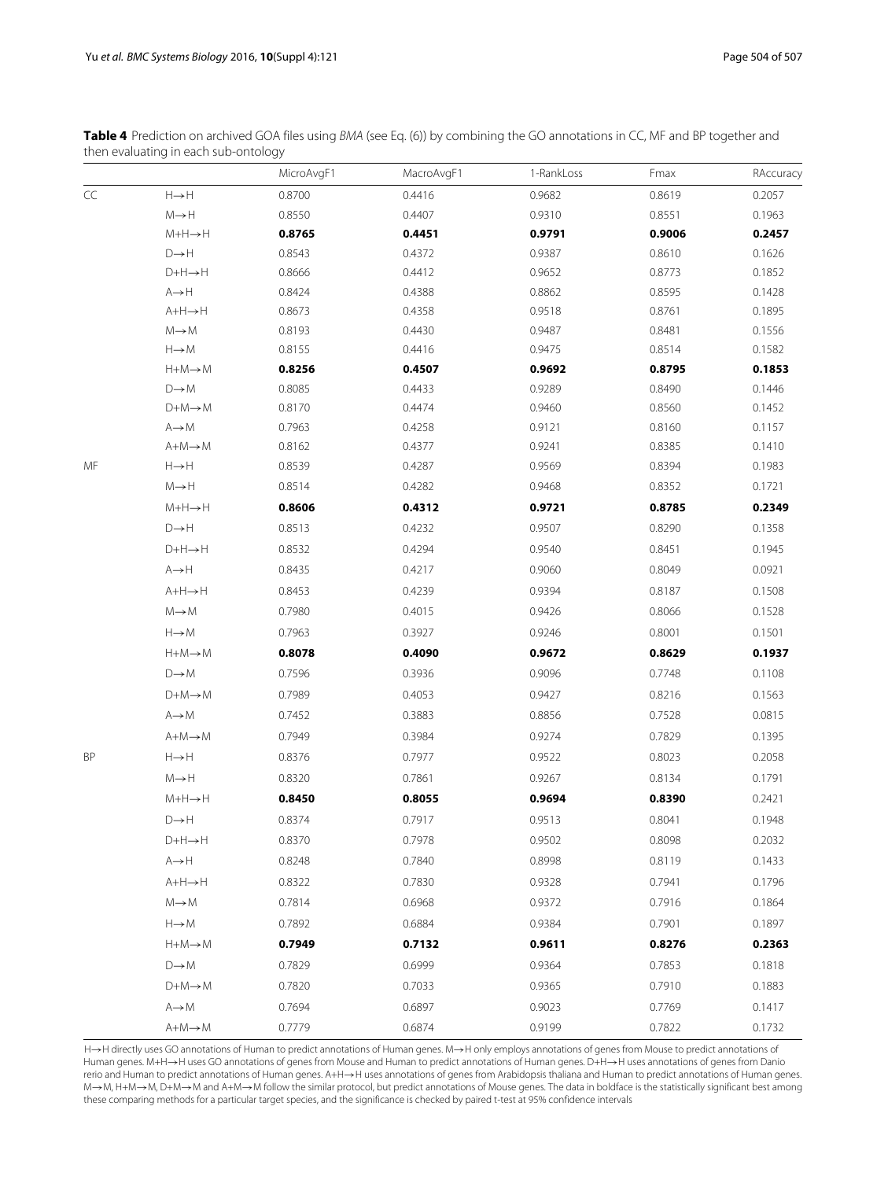**Table 4** Prediction on archived GOA files using *BMA* (see Eq. (6)) by combining the GO annotations in CC, MF and BP together and then evaluating in each sub-ontology

| | | MicroAvgF1 | MacroAvgF1 | 1-RankLoss | Fmax | RAccuracy |
|---|---|---|---|---|---|---|
| CC | H→H | 0.8700 | 0.4416 | 0.9682 | 0.8619 | 0.2057 |
| | M→H | 0.8550 | 0.4407 | 0.9310 | 0.8551 | 0.1963 |
| | M+H→H | **0.8765** | **0.4451** | **0.9791** | **0.9006** | **0.2457** |
| | D→H | 0.8543 | 0.4372 | 0.9387 | 0.8610 | 0.1626 |
| | D+H→H | 0.8666 | 0.4412 | 0.9652 | 0.8773 | 0.1852 |
| | A→H | 0.8424 | 0.4388 | 0.8862 | 0.8595 | 0.1428 |
| | A+H→H | 0.8673 | 0.4358 | 0.9518 | 0.8761 | 0.1895 |
| | M→M | 0.8193 | 0.4430 | 0.9487 | 0.8481 | 0.1556 |
| | H→M | 0.8155 | 0.4416 | 0.9475 | 0.8514 | 0.1582 |
| | H+M→M | **0.8256** | **0.4507** | **0.9692** | **0.8795** | **0.1853** |
| | D→M | 0.8085 | 0.4433 | 0.9289 | 0.8490 | 0.1446 |
| | D+M→M | 0.8170 | 0.4474 | 0.9460 | 0.8560 | 0.1452 |
| | A→M | 0.7963 | 0.4258 | 0.9121 | 0.8160 | 0.1157 |
| | A+M→M | 0.8162 | 0.4377 | 0.9241 | 0.8385 | 0.1410 |
| MF | H→H | 0.8539 | 0.4287 | 0.9569 | 0.8394 | 0.1983 |
| | M→H | 0.8514 | 0.4282 | 0.9468 | 0.8352 | 0.1721 |
| | M+H→H | **0.8606** | **0.4312** | **0.9721** | **0.8785** | **0.2349** |
| | D→H | 0.8513 | 0.4232 | 0.9507 | 0.8290 | 0.1358 |
| | D+H→H | 0.8532 | 0.4294 | 0.9540 | 0.8451 | 0.1945 |
| | A→H | 0.8435 | 0.4217 | 0.9060 | 0.8049 | 0.0921 |
| | A+H→H | 0.8453 | 0.4239 | 0.9394 | 0.8187 | 0.1508 |
| | M→M | 0.7980 | 0.4015 | 0.9426 | 0.8066 | 0.1528 |
| | H→M | 0.7963 | 0.3927 | 0.9246 | 0.8001 | 0.1501 |
| | H+M→M | **0.8078** | **0.4090** | **0.9672** | **0.8629** | **0.1937** |
| | D→M | 0.7596 | 0.3936 | 0.9096 | 0.7748 | 0.1108 |
| | D+M→M | 0.7989 | 0.4053 | 0.9427 | 0.8216 | 0.1563 |
| | A→M | 0.7452 | 0.3883 | 0.8856 | 0.7528 | 0.0815 |
| | A+M→M | 0.7949 | 0.3984 | 0.9274 | 0.7829 | 0.1395 |
| BP | H→H | 0.8376 | 0.7977 | 0.9522 | 0.8023 | 0.2058 |
| | M→H | 0.8320 | 0.7861 | 0.9267 | 0.8134 | 0.1791 |
| | M+H→H | **0.8450** | **0.8055** | **0.9694** | **0.8390** | 0.2421 |
| | D→H | 0.8374 | 0.7917 | 0.9513 | 0.8041 | 0.1948 |
| | D+H→H | 0.8370 | 0.7978 | 0.9502 | 0.8098 | 0.2032 |
| | A→H | 0.8248 | 0.7840 | 0.8998 | 0.8119 | 0.1433 |
| | A+H→H | 0.8322 | 0.7830 | 0.9328 | 0.7941 | 0.1796 |
| | M→M | 0.7814 | 0.6968 | 0.9372 | 0.7916 | 0.1864 |
| | H→M | 0.7892 | 0.6884 | 0.9384 | 0.7901 | 0.1897 |
| | H+M→M | **0.7949** | **0.7132** | **0.9611** | **0.8276** | **0.2363** |
| | D→M | 0.7829 | 0.6999 | 0.9364 | 0.7853 | 0.1818 |
| | D+M→M | 0.7820 | 0.7033 | 0.9365 | 0.7910 | 0.1883 |
| | A→M | 0.7694 | 0.6897 | 0.9023 | 0.7769 | 0.1417 |
| | A+M→M | 0.7779 | 0.6874 | 0.9199 | 0.7822 | 0.1732 |

H→H directly uses GO annotations of Human to predict annotations of Human genes. M→H only employs annotations of genes from Mouse to predict annotations of Human genes. M+H→H uses GO annotations of genes from Mouse and Human to predict annotations of Human genes. D+H→H uses annotations of genes from Danio rerio and Human to predict annotations of Human genes. A+H→H uses annotations of genes from Arabidopsis thaliana and Human to predict annotations of Human genes. M→M, H+M→M, D+M→M and A+M→M follow the similar protocol, but predict annotations of Mouse genes. The data in boldface is the statistically significant best among these comparing methods for a particular target species, and the significance is checked by paired t-test at 95% confidence intervals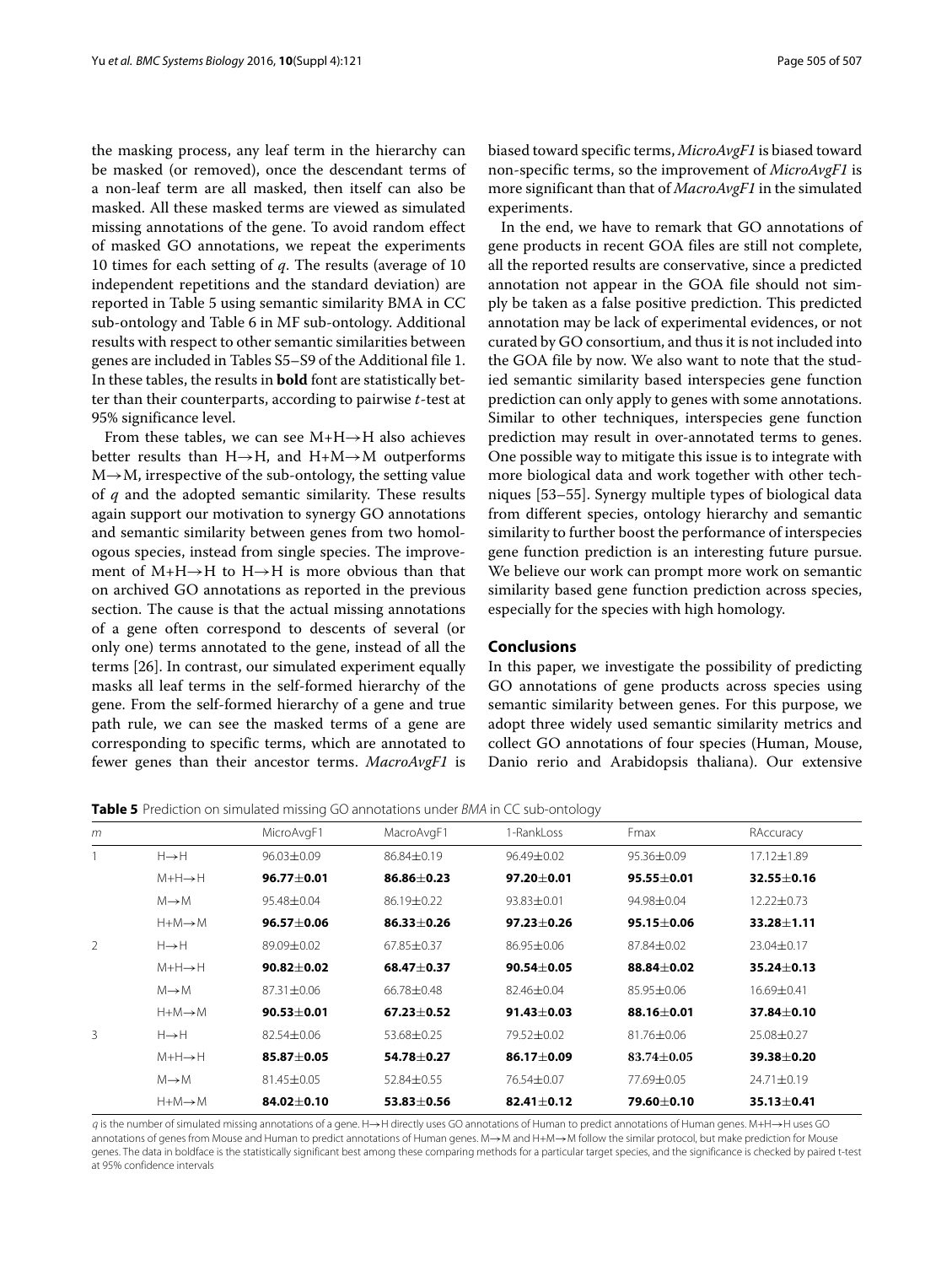the masking process, any leaf term in the hierarchy can be masked (or removed), once the descendant terms of a non-leaf term are all masked, then itself can also be masked. All these masked terms are viewed as simulated missing annotations of the gene. To avoid random effect of masked GO annotations, we repeat the experiments 10 times for each setting of $q$. The results (average of 10 independent repetitions and the standard deviation) are reported in Table 5 using semantic similarity BMA in CC sub-ontology and Table 6 in MF sub-ontology. Additional results with respect to other semantic similarities between genes are included in Tables S5–S9 of the Additional file 1. In these tables, the results in **bold** font are statistically better than their counterparts, according to pairwise $t$-test at 95% significance level.

From these tables, we can see M+H→H also achieves better results than H→H, and H+M→M outperforms M→M, irrespective of the sub-ontology, the setting value of $q$ and the adopted semantic similarity. These results again support our motivation to synergy GO annotations and semantic similarity between genes from two homologous species, instead from single species. The improvement of M+H→H to H→H is more obvious than that on archived GO annotations as reported in the previous section. The cause is that the actual missing annotations of a gene often correspond to descents of several (or only one) terms annotated to the gene, instead of all the terms [26]. In contrast, our simulated experiment equally masks all leaf terms in the self-formed hierarchy of the gene. From the self-formed hierarchy of a gene and true path rule, we can see the masked terms of a gene are corresponding to specific terms, which are annotated to fewer genes than their ancestor terms. *MacroAvgF1* is biased toward specific terms, *MicroAvgF1* is biased toward non-specific terms, so the improvement of *MicroAvgF1* is more significant than that of *MacroAvgF1* in the simulated experiments.

In the end, we have to remark that GO annotations of gene products in recent GOA files are still not complete, all the reported results are conservative, since a predicted annotation not appear in the GOA file should not simply be taken as a false positive prediction. This predicted annotation may be lack of experimental evidences, or not curated by GO consortium, and thus it is not included into the GOA file by now. We also want to note that the studied semantic similarity based interspecies gene function prediction can only apply to genes with some annotations. Similar to other techniques, interspecies gene function prediction may result in over-annotated terms to genes. One possible way to mitigate this issue is to integrate with more biological data and work together with other techniques [53–55]. Synergy multiple types of biological data from different species, ontology hierarchy and semantic similarity to further boost the performance of interspecies gene function prediction is an interesting future pursue. We believe our work can prompt more work on semantic similarity based gene function prediction across species, especially for the species with high homology.

## Conclusions

In this paper, we investigate the possibility of predicting GO annotations of gene products across species using semantic similarity between genes. For this purpose, we adopt three widely used semantic similarity metrics and collect GO annotations of four species (Human, Mouse, Danio rerio and Arabidopsis thaliana). Our extensive

**Table 5** Prediction on simulated missing GO annotations under *BMA* in CC sub-ontology

| $m$ | | MicroAvgF1 | MacroAvgF1 | 1-RankLoss | Fmax | RAccuracy |
|---|---|---|---|---|---|---|
| 1 | H→H | 96.03±0.09 | 86.84±0.19 | 96.49±0.02 | 95.36±0.09 | 17.12±1.89 |
| | M+H→H | **96.77±0.01** | **86.86±0.23** | **97.20±0.01** | **95.55±0.01** | **32.55±0.16** |
| | M→M | 95.48±0.04 | 86.19±0.22 | 93.83±0.01 | 94.98±0.04 | 12.22±0.73 |
| | H+M→M | **96.57±0.06** | **86.33±0.26** | **97.23±0.26** | **95.15±0.06** | **33.28±1.11** |
| 2 | H→H | 89.09±0.02 | 67.85±0.37 | 86.95±0.06 | 87.84±0.02 | 23.04±0.17 |
| | M+H→H | **90.82±0.02** | **68.47±0.37** | **90.54±0.05** | **88.84±0.02** | **35.24±0.13** |
| | M→M | 87.31±0.06 | 66.78±0.48 | 82.46±0.04 | 85.95±0.06 | 16.69±0.41 |
| | H+M→M | **90.53±0.01** | **67.23±0.52** | **91.43±0.03** | **88.16±0.01** | **37.84±0.10** |
| 3 | H→H | 82.54±0.06 | 53.68±0.25 | 79.52±0.02 | 81.76±0.06 | 25.08±0.27 |
| | M+H→H | **85.87±0.05** | **54.78±0.27** | **86.17±0.09** | **83.74±0.05** | **39.38±0.20** |
| | M→M | 81.45±0.05 | 52.84±0.55 | 76.54±0.07 | 77.69±0.05 | 24.71±0.19 |
| | H+M→M | **84.02±0.10** | **53.83±0.56** | **82.41±0.12** | **79.60±0.10** | **35.13±0.41** |

$q$ is the number of simulated missing annotations of a gene. H→H directly uses GO annotations of Human to predict annotations of Human genes. M+H→H uses GO annotations of genes from Mouse and Human to predict annotations of Human genes. M→M and H+M→M follow the similar protocol, but make prediction for Mouse genes. The data in boldface is the statistically significant best among these comparing methods for a particular target species, and the significance is checked by paired t-test at 95% confidence intervals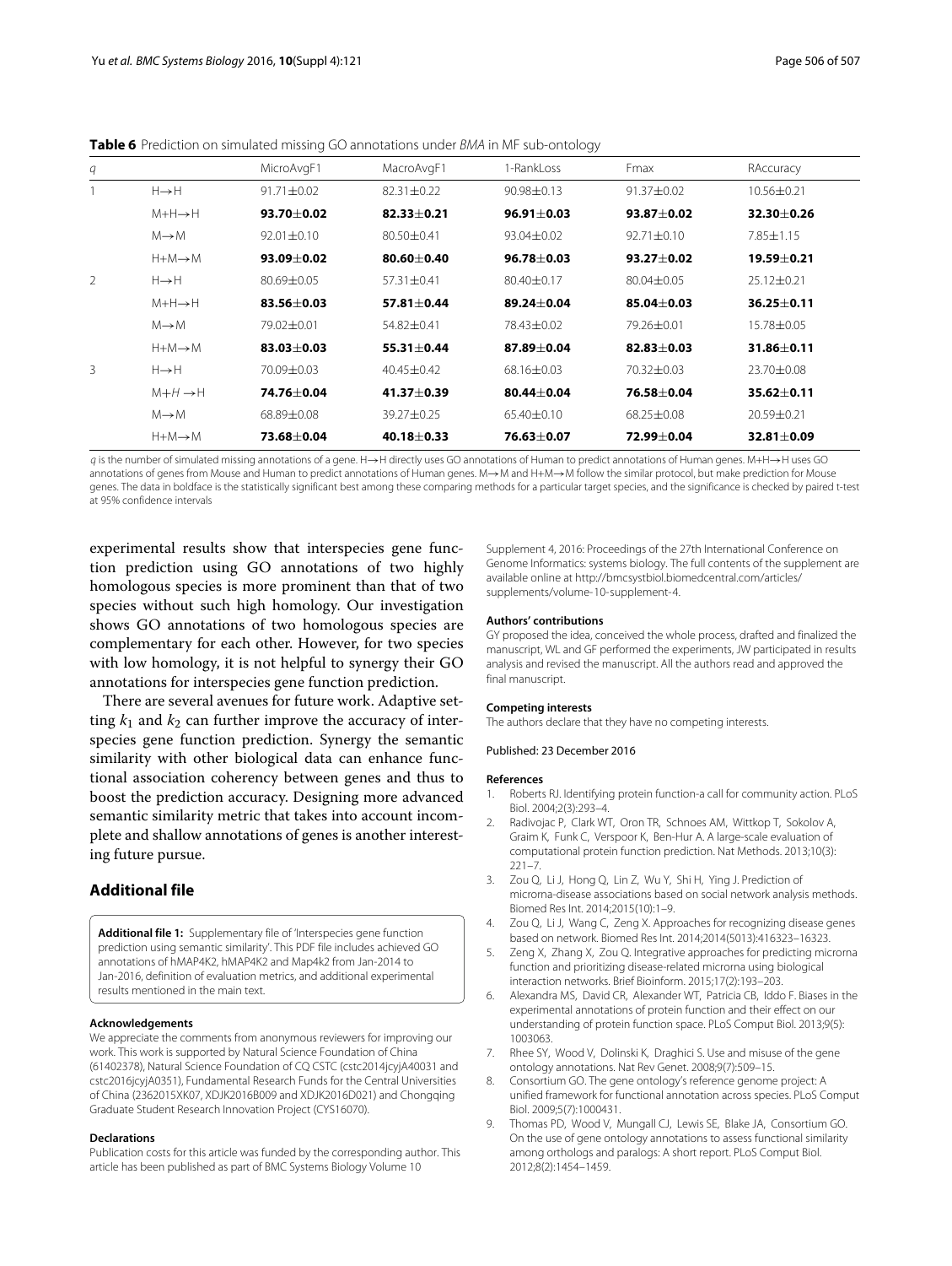**Table 6** Prediction on simulated missing GO annotations under *BMA* in MF sub-ontology

| q | | MicroAvgF1 | MacroAvgF1 | 1-RankLoss | Fmax | RAccuracy |
|---|---|---|---|---|---|---|
| 1 | H→H | 91.71±0.02 | 82.31±0.22 | 90.98±0.13 | 91.37±0.02 | 10.56±0.21 |
| | M+H→H | **93.70±0.02** | **82.33±0.21** | **96.91±0.03** | **93.87±0.02** | **32.30±0.26** |
| | M→M | 92.01±0.10 | 80.50±0.41 | 93.04±0.02 | 92.71±0.10 | 7.85±1.15 |
| | H+M→M | **93.09±0.02** | **80.60±0.40** | **96.78±0.03** | **93.27±0.02** | **19.59±0.21** |
| 2 | H→H | 80.69±0.05 | 57.31±0.41 | 80.40±0.17 | 80.04±0.05 | 25.12±0.21 |
| | M+H→H | **83.56±0.03** | **57.81±0.44** | **89.24±0.04** | **85.04±0.03** | **36.25±0.11** |
| | M→M | 79.02±0.01 | 54.82±0.41 | 78.43±0.02 | 79.26±0.01 | 15.78±0.05 |
| | H+M→M | **83.03±0.03** | **55.31±0.44** | **87.89±0.04** | **82.83±0.03** | **31.86±0.11** |
| 3 | H→H | 70.09±0.03 | 40.45±0.42 | 68.16±0.03 | 70.32±0.03 | 23.70±0.08 |
| | M+*H* →H | **74.76±0.04** | **41.37±0.39** | **80.44±0.04** | **76.58±0.04** | **35.62±0.11** |
| | M→M | 68.89±0.08 | 39.27±0.25 | 65.40±0.10 | 68.25±0.08 | 20.59±0.21 |
| | H+M→M | **73.68±0.04** | **40.18±0.33** | **76.63±0.07** | **72.99±0.04** | **32.81±0.09** |

*q* is the number of simulated missing annotations of a gene. H→H directly uses GO annotations of Human to predict annotations of Human genes. M+H→H uses GO annotations of genes from Mouse and Human to predict annotations of Human genes. M→M and H+M→M follow the similar protocol, but make prediction for Mouse genes. The data in boldface is the statistically significant best among these comparing methods for a particular target species, and the significance is checked by paired t-test at 95% confidence intervals

experimental results show that interspecies gene function prediction using GO annotations of two highly homologous species is more prominent than that of two species without such high homology. Our investigation shows GO annotations of two homologous species are complementary for each other. However, for two species with low homology, it is not helpful to synergy their GO annotations for interspecies gene function prediction.

There are several avenues for future work. Adaptive setting $k_1$ and $k_2$ can further improve the accuracy of interspecies gene function prediction. Synergy the semantic similarity with other biological data can enhance functional association coherency between genes and thus to boost the prediction accuracy. Designing more advanced semantic similarity metric that takes into account incomplete and shallow annotations of genes is another interesting future pursue.

## Additional file

**Additional file 1:** Supplementary file of 'Interspecies gene function prediction using semantic similarity'. This PDF file includes achieved GO annotations of hMAP4K2, hMAP4K2 and Map4k2 from Jan-2014 to Jan-2016, definition of evaluation metrics, and additional experimental results mentioned in the main text.

#### Acknowledgements

We appreciate the comments from anonymous reviewers for improving our work. This work is supported by Natural Science Foundation of China (61402378), Natural Science Foundation of CQ CSTC (cstc2014jcyjA40031 and cstc2016jcyjA0351), Fundamental Research Funds for the Central Universities of China (2362015XK07, XDJK2016B009 and XDJK2016D021) and Chongqing Graduate Student Research Innovation Project (CYS16070).

#### Declarations

Publication costs for this article was funded by the corresponding author. This article has been published as part of BMC Systems Biology Volume 10 Supplement 4, 2016: Proceedings of the 27th International Conference on Genome Informatics: systems biology. The full contents of the supplement are available online at http://bmcsystbiol.biomedcentral.com/articles/supplements/volume-10-supplement-4.

#### Authors' contributions

GY proposed the idea, conceived the whole process, drafted and finalized the manuscript, WL and GF performed the experiments, JW participated in results analysis and revised the manuscript. All the authors read and approved the final manuscript.

#### Competing interests

The authors declare that they have no competing interests.

Published: 23 December 2016

#### References

1. Roberts RJ. Identifying protein function-a call for community action. PLoS Biol. 2004;2(3):293–4.
2. Radivojac P, Clark WT, Oron TR, Schnoes AM, Wittkop T, Sokolov A, Graim K, Funk C, Verspoor K, Ben-Hur A. A large-scale evaluation of computational protein function prediction. Nat Methods. 2013;10(3): 221–7.
3. Zou Q, Li J, Hong Q, Lin Z, Wu Y, Shi H, Ying J. Prediction of microrna-disease associations based on social network analysis methods. Biomed Res Int. 2014;2015(10):1–9.
4. Zou Q, Li J, Wang C, Zeng X. Approaches for recognizing disease genes based on network. Biomed Res Int. 2014;2014(5013):416323–16323.
5. Zeng X, Zhang X, Zou Q. Integrative approaches for predicting microrna function and prioritizing disease-related microrna using biological interaction networks. Brief Bioinform. 2015;17(2):193–203.
6. Alexandra MS, David CR, Alexander WT, Patricia CB, Iddo F. Biases in the experimental annotations of protein function and their effect on our understanding of protein function space. PLoS Comput Biol. 2013;9(5): 1003063.
7. Rhee SY, Wood V, Dolinski K, Draghici S. Use and misuse of the gene ontology annotations. Nat Rev Genet. 2008;9(7):509–15.
8. Consortium GO. The gene ontology's reference genome project: A unified framework for functional annotation across species. PLoS Comput Biol. 2009;5(7):1000431.
9. Thomas PD, Wood V, Mungall CJ, Lewis SE, Blake JA, Consortium GO. On the use of gene ontology annotations to assess functional similarity among orthologs and paralogs: A short report. PLoS Comput Biol. 2012;8(2):1454–1459.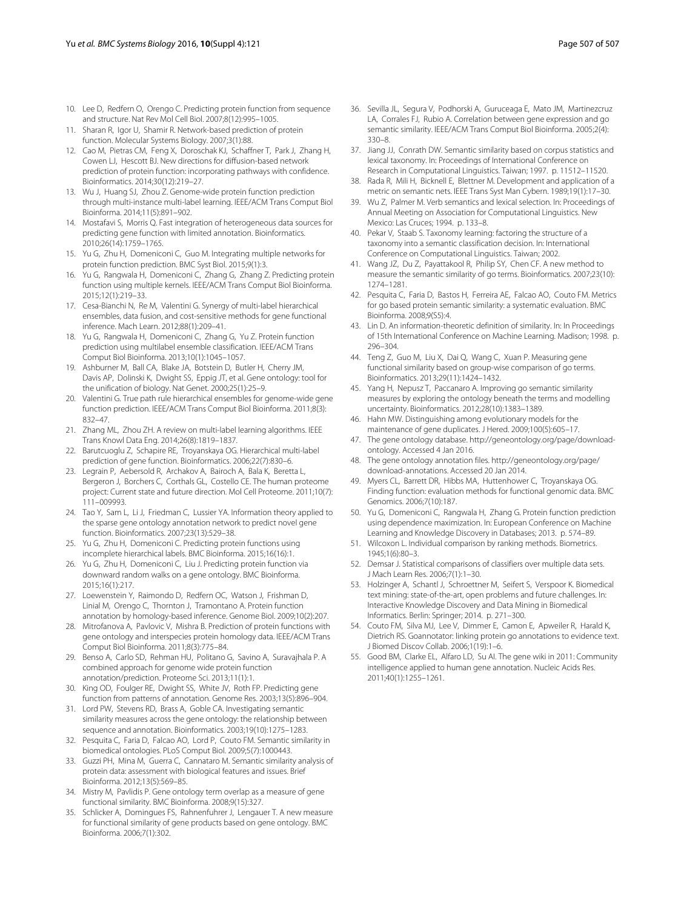10. Lee D, Redfern O, Orengo C. Predicting protein function from sequence and structure. Nat Rev Mol Cell Biol. 2007;8(12):995–1005.
11. Sharan R, Igor U, Shamir R. Network-based prediction of protein function. Molecular Systems Biology. 2007;3(1):88.
12. Cao M, Pietras CM, Feng X, Doroschak KJ, Schaffner T, Park J, Zhang H, Cowen LJ, Hescott BJ. New directions for diffusion-based network prediction of protein function: incorporating pathways with confidence. Bioinformatics. 2014;30(12):219–27.
13. Wu J, Huang SJ, Zhou Z. Genome-wide protein function prediction through multi-instance multi-label learning. IEEE/ACM Trans Comput Biol Bioinforma. 2014;11(5):891–902.
14. Mostafavi S, Morris Q. Fast integration of heterogeneous data sources for predicting gene function with limited annotation. Bioinformatics. 2010;26(14):1759–1765.
15. Yu G, Zhu H, Domeniconi C, Guo M. Integrating multiple networks for protein function prediction. BMC Syst Biol. 2015;9(1):3.
16. Yu G, Rangwala H, Domeniconi C, Zhang G, Zhang Z. Predicting protein function using multiple kernels. IEEE/ACM Trans Comput Biol Bioinforma. 2015;12(1):219–33.
17. Cesa-Bianchi N, Re M, Valentini G. Synergy of multi-label hierarchical ensembles, data fusion, and cost-sensitive methods for gene functional inference. Mach Learn. 2012;88(1):209–41.
18. Yu G, Rangwala H, Domeniconi C, Zhang G, Yu Z. Protein function prediction using multilabel ensemble classification. IEEE/ACM Trans Comput Biol Bioinforma. 2013;10(1):1045–1057.
19. Ashburner M, Ball CA, Blake JA, Botstein D, Butler H, Cherry JM, Davis AP, Dolinski K, Dwight SS, Eppig JT, et al. Gene ontology: tool for the unification of biology. Nat Genet. 2000;25(1):25–9.
20. Valentini G. True path rule hierarchical ensembles for genome-wide gene function prediction. IEEE/ACM Trans Comput Biol Bioinforma. 2011;8(3): 832–47.
21. Zhang ML, Zhou ZH. A review on multi-label learning algorithms. IEEE Trans Knowl Data Eng. 2014;26(8):1819–1837.
22. Barutcuoglu Z, Schapire RE, Troyanskaya OG. Hierarchical multi-label prediction of gene function. Bioinformatics. 2006;22(7):830–6.
23. Legrain P, Aebersold R, Archakov A, Bairoch A, Bala K, Beretta L, Bergeron J, Borchers C, Corthals GL, Costello CE. The human proteome project: Current state and future direction. Mol Cell Proteome. 2011;10(7): 111–009993.
24. Tao Y, Sam L, Li J, Friedman C, Lussier YA. Information theory applied to the sparse gene ontology annotation network to predict novel gene function. Bioinformatics. 2007;23(13):529–38.
25. Yu G, Zhu H, Domeniconi C. Predicting protein functions using incomplete hierarchical labels. BMC Bioinforma. 2015;16(16):1.
26. Yu G, Zhu H, Domeniconi C, Liu J. Predicting protein function via downward random walks on a gene ontology. BMC Bioinforma. 2015;16(1):217.
27. Loewenstein Y, Raimondo D, Redfern OC, Watson J, Frishman D, Linial M, Orengo C, Thornton J, Tramontano A. Protein function annotation by homology-based inference. Genome Biol. 2009;10(2):207.
28. Mitrofanova A, Pavlovic V, Mishra B. Prediction of protein functions with gene ontology and interspecies protein homology data. IEEE/ACM Trans Comput Biol Bioinforma. 2011;8(3):775–84.
29. Benso A, Carlo SD, Rehman HU, Politano G, Savino A, Suravajhala P. A combined approach for genome wide protein function annotation/prediction. Proteome Sci. 2013;11(1):1.
30. King OD, Foulger RE, Dwight SS, White JV, Roth FP. Predicting gene function from patterns of annotation. Genome Res. 2003;13(5):896–904.
31. Lord PW, Stevens RD, Brass A, Goble CA. Investigating semantic similarity measures across the gene ontology: the relationship between sequence and annotation. Bioinformatics. 2003;19(10):1275–1283.
32. Pesquita C, Faria D, Falcao AO, Lord P, Couto FM. Semantic similarity in biomedical ontologies. PLoS Comput Biol. 2009;5(7):1000443.
33. Guzzi PH, Mina M, Guerra C, Cannataro M. Semantic similarity analysis of protein data: assessment with biological features and issues. Brief Bioinforma. 2012;13(5):569–85.
34. Mistry M, Pavlidis P. Gene ontology term overlap as a measure of gene functional similarity. BMC Bioinforma. 2008;9(15):327.
35. Schlicker A, Domingues FS, Rahnenfuhrer J, Lengauer T. A new measure for functional similarity of gene products based on gene ontology. BMC Bioinforma. 2006;7(1):302.
36. Sevilla JL, Segura V, Podhorski A, Guruceaga E, Mato JM, Martinezcruz LA, Corrales FJ, Rubio A. Correlation between gene expression and go semantic similarity. IEEE/ACM Trans Comput Biol Bioinforma. 2005;2(4): 330–8.
37. Jiang JJ, Conrath DW. Semantic similarity based on corpus statistics and lexical taxonomy. In: Proceedings of International Conference on Research in Computational Linguistics. Taiwan; 1997. p. 11512–11520.
38. Rada R, Mili H, Bicknell E, Blettner M. Development and application of a metric on semantic nets. IEEE Trans Syst Man Cybern. 1989;19(1):17–30.
39. Wu Z, Palmer M. Verb semantics and lexical selection. In: Proceedings of Annual Meeting on Association for Computational Linguistics. New Mexico: Las Cruces; 1994. p. 133–8.
40. Pekar V, Staab S. Taxonomy learning: factoring the structure of a taxonomy into a semantic classification decision. In: International Conference on Computational Linguistics. Taiwan; 2002.
41. Wang JZ, Du Z, Payattakool R, Philip SY, Chen CF. A new method to measure the semantic similarity of go terms. Bioinformatics. 2007;23(10): 1274–1281.
42. Pesquita C, Faria D, Bastos H, Ferreira AE, Falcao AO, Couto FM. Metrics for go based protein semantic similarity: a systematic evaluation. BMC Bioinforma. 2008;9(S5):4.
43. Lin D. An information-theoretic definition of similarity. In: In Proceedings of 15th International Conference on Machine Learning. Madison; 1998. p. 296–304.
44. Teng Z, Guo M, Liu X, Dai Q, Wang C, Xuan P. Measuring gene functional similarity based on group-wise comparison of go terms. Bioinformatics. 2013;29(11):1424–1432.
45. Yang H, Nepusz T, Paccanaro A. Improving go semantic similarity measures by exploring the ontology beneath the terms and modelling uncertainty. Bioinformatics. 2012;28(10):1383–1389.
46. Hahn MW. Distinguishing among evolutionary models for the maintenance of gene duplicates. J Hered. 2009;100(5):605–17.
47. The gene ontology database. http://geneontology.org/page/download-ontology. Accessed 4 Jan 2016.
48. The gene ontology annotation files. http://geneontology.org/page/download-annotations. Accessed 20 Jan 2014.
49. Myers CL, Barrett DR, Hibbs MA, Huttenhower C, Troyanskaya OG. Finding function: evaluation methods for functional genomic data. BMC Genomics. 2006;7(10):187.
50. Yu G, Domeniconi C, Rangwala H, Zhang G. Protein function prediction using dependence maximization. In: European Conference on Machine Learning and Knowledge Discovery in Databases; 2013. p. 574–89.
51. Wilcoxon L. Individual comparison by ranking methods. Biometrics. 1945;1(6):80–3.
52. Demsar J. Statistical comparisons of classifiers over multiple data sets. J Mach Learn Res. 2006;7(1):1–30.
53. Holzinger A, Schantl J, Schroettner M, Seifert S, Verspoor K. Biomedical text mining: state-of-the-art, open problems and future challenges. In: Interactive Knowledge Discovery and Data Mining in Biomedical Informatics. Berlin: Springer; 2014. p. 271–300.
54. Couto FM, Silva MJ, Lee V, Dimmer E, Camon E, Apweiler R, Harald K, Dietrich RS. Goannotator: linking protein go annotations to evidence text. J Biomed Discov Collab. 2006;1(19):1–6.
55. Good BM, Clarke EL, Alfaro LD, Su AI. The gene wiki in 2011: Community intelligence applied to human gene annotation. Nucleic Acids Res. 2011;40(1):1255–1261.